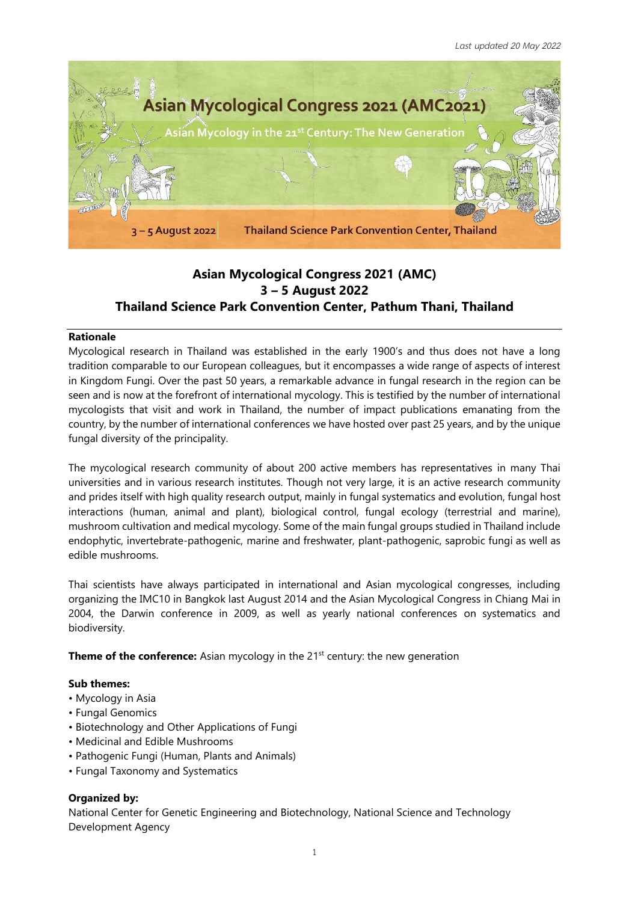*Last updated 20 May 2022*

Asian Mycological Congress 2021 (AMC2021)

Asian Mycology in the 21st Century: The New Generation

3 – 5 August 2022 | Thailand Science Park Convention Center, Thailand

# Asian Mycological Congress 2021 (AMC)
# 3 – 5 August 2022
# Thailand Science Park Convention Center, Pathum Thani, Thailand

## Rationale

Mycological research in Thailand was established in the early 1900's and thus does not have a long tradition comparable to our European colleagues, but it encompasses a wide range of aspects of interest in Kingdom Fungi. Over the past 50 years, a remarkable advance in fungal research in the region can be seen and is now at the forefront of international mycology. This is testified by the number of international mycologists that visit and work in Thailand, the number of impact publications emanating from the country, by the number of international conferences we have hosted over past 25 years, and by the unique fungal diversity of the principality.

The mycological research community of about 200 active members has representatives in many Thai universities and in various research institutes. Though not very large, it is an active research community and prides itself with high quality research output, mainly in fungal systematics and evolution, fungal host interactions (human, animal and plant), biological control, fungal ecology (terrestrial and marine), mushroom cultivation and medical mycology. Some of the main fungal groups studied in Thailand include endophytic, invertebrate-pathogenic, marine and freshwater, plant-pathogenic, saprobic fungi as well as edible mushrooms.

Thai scientists have always participated in international and Asian mycological congresses, including organizing the IMC10 in Bangkok last August 2014 and the Asian Mycological Congress in Chiang Mai in 2004, the Darwin conference in 2009, as well as yearly national conferences on systematics and biodiversity.

**Theme of the conference:** Asian mycology in the 21st century: the new generation

**Sub themes:**

- Mycology in Asia
- Fungal Genomics
- Biotechnology and Other Applications of Fungi
- Medicinal and Edible Mushrooms
- Pathogenic Fungi (Human, Plants and Animals)
- Fungal Taxonomy and Systematics

**Organized by:**

National Center for Genetic Engineering and Biotechnology, National Science and Technology Development Agency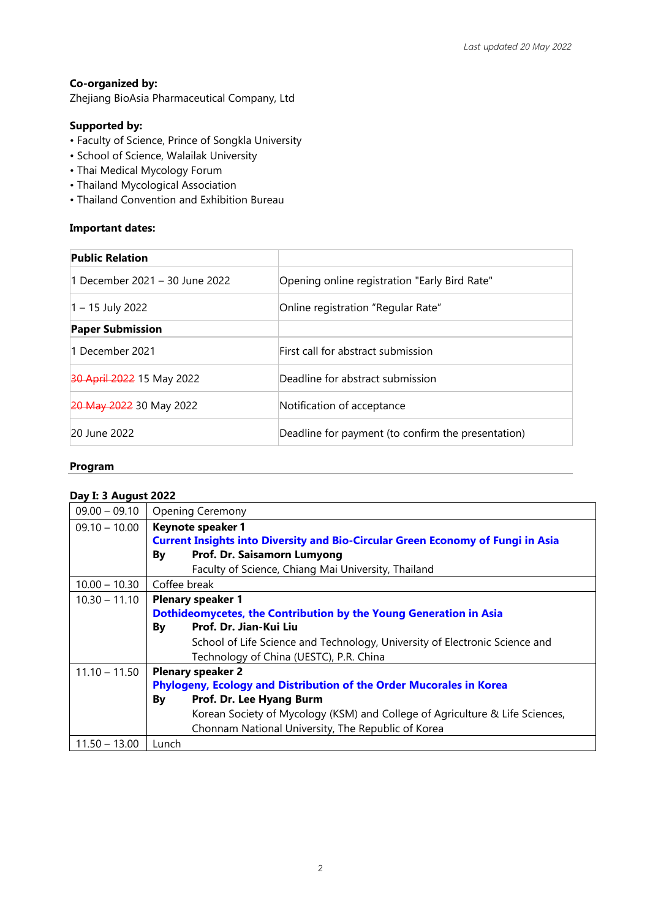*Last updated 20 May 2022*

**Co-organized by:**
Zhejiang BioAsia Pharmaceutical Company, Ltd

**Supported by:**
- Faculty of Science, Prince of Songkla University
- School of Science, Walailak University
- Thai Medical Mycology Forum
- Thailand Mycological Association
- Thailand Convention and Exhibition Bureau

**Important dates:**

| **Public Relation** | |
|---|---|
| 1 December 2021 – 30 June 2022 | Opening online registration "Early Bird Rate" |
| 1 – 15 July 2022 | Online registration "Regular Rate" |
| **Paper Submission** | |
| 1 December 2021 | First call for abstract submission |
| ~~30 April 2022~~ 15 May 2022 | Deadline for abstract submission |
| ~~20 May 2022~~ 30 May 2022 | Notification of acceptance |
| 20 June 2022 | Deadline for payment (to confirm the presentation) |

**Program**

**Day I: 3 August 2022**

| Time | Session |
|---|---|
| 09.00 – 09.10 | Opening Ceremony |
| 09.10 – 10.00 | **Keynote speaker 1**<br>**Current Insights into Diversity and Bio-Circular Green Economy of Fungi in Asia**<br>**By Prof. Dr. Saisamorn Lumyong**<br>Faculty of Science, Chiang Mai University, Thailand |
| 10.00 – 10.30 | Coffee break |
| 10.30 – 11.10 | **Plenary speaker 1**<br>**Dothideomycetes, the Contribution by the Young Generation in Asia**<br>**By Prof. Dr. Jian-Kui Liu**<br>School of Life Science and Technology, University of Electronic Science and Technology of China (UESTC), P.R. China |
| 11.10 – 11.50 | **Plenary speaker 2**<br>**Phylogeny, Ecology and Distribution of the Order Mucorales in Korea**<br>**By Prof. Dr. Lee Hyang Burm**<br>Korean Society of Mycology (KSM) and College of Agriculture & Life Sciences, Chonnam National University, The Republic of Korea |
| 11.50 – 13.00 | Lunch |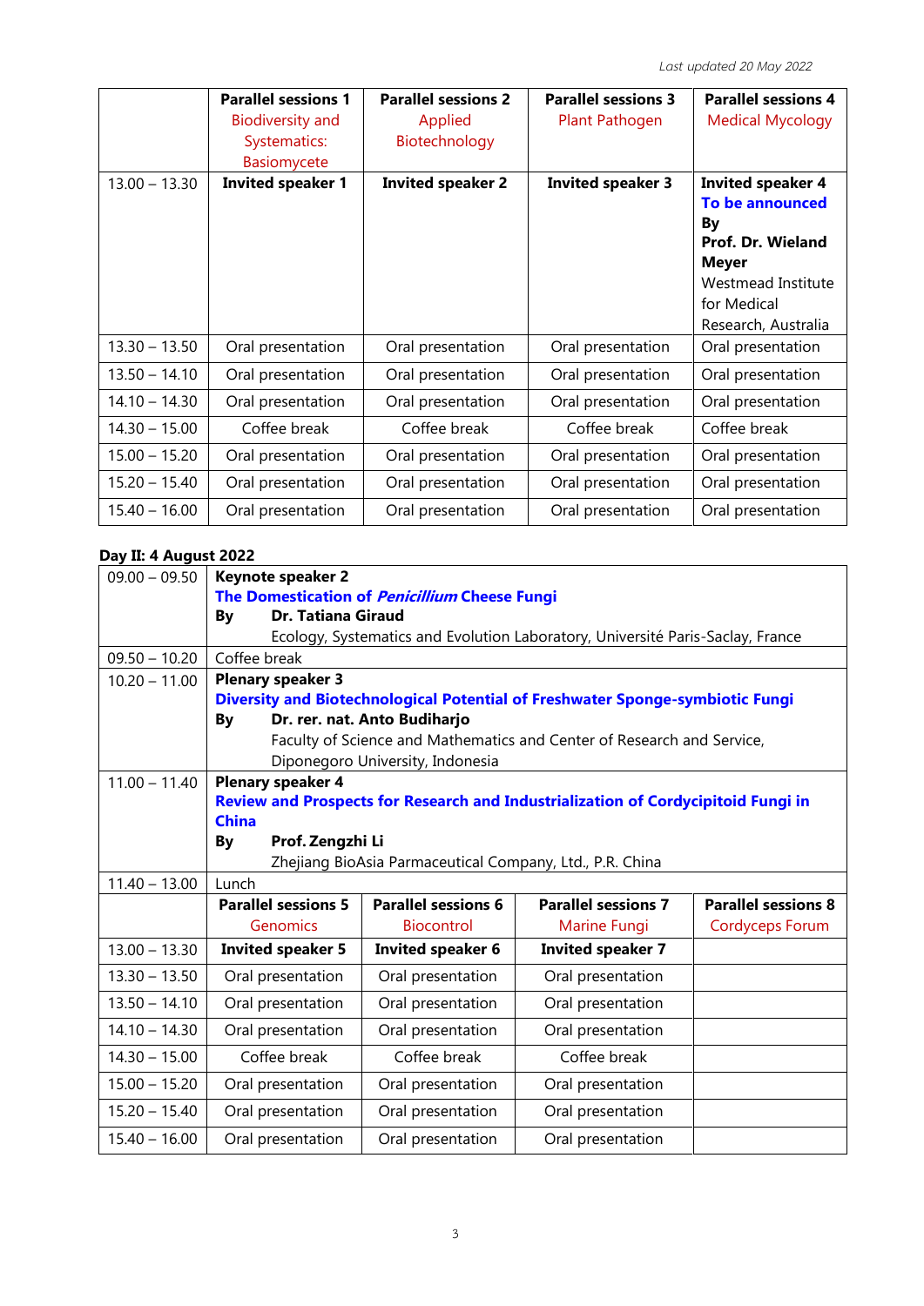*Last updated 20 May 2022*

| | Parallel sessions 1<br>Biodiversity and Systematics: Basiomycete | Parallel sessions 2<br>Applied Biotechnology | Parallel sessions 3<br>Plant Pathogen | Parallel sessions 4<br>Medical Mycology |
|---|---|---|---|---|
| 13.00 – 13.30 | **Invited speaker 1** | **Invited speaker 2** | **Invited speaker 3** | **Invited speaker 4**<br>**To be announced**<br>**By**<br>**Prof. Dr. Wieland Meyer**<br>Westmead Institute for Medical Research, Australia |
| 13.30 – 13.50 | Oral presentation | Oral presentation | Oral presentation | Oral presentation |
| 13.50 – 14.10 | Oral presentation | Oral presentation | Oral presentation | Oral presentation |
| 14.10 – 14.30 | Oral presentation | Oral presentation | Oral presentation | Oral presentation |
| 14.30 – 15.00 | Coffee break | Coffee break | Coffee break | Coffee break |
| 15.00 – 15.20 | Oral presentation | Oral presentation | Oral presentation | Oral presentation |
| 15.20 – 15.40 | Oral presentation | Oral presentation | Oral presentation | Oral presentation |
| 15.40 – 16.00 | Oral presentation | Oral presentation | Oral presentation | Oral presentation |

**Day II: 4 August 2022**

| | | | | |
|---|---|---|---|---|
| 09.00 – 09.50 | **Keynote speaker 2**<br>**The Domestication of *Penicillium* Cheese Fungi**<br>**By Dr. Tatiana Giraud**<br>Ecology, Systematics and Evolution Laboratory, Université Paris-Saclay, France | | | |
| 09.50 – 10.20 | Coffee break | | | |
| 10.20 – 11.00 | **Plenary speaker 3**<br>**Diversity and Biotechnological Potential of Freshwater Sponge-symbiotic Fungi**<br>**By Dr. rer. nat. Anto Budiharjo**<br>Faculty of Science and Mathematics and Center of Research and Service, Diponegoro University, Indonesia | | | |
| 11.00 – 11.40 | **Plenary speaker 4**<br>**Review and Prospects for Research and Industrialization of Cordycipitoid Fungi in China**<br>**By Prof. Zengzhi Li**<br>Zhejiang BioAsia Parmaceutical Company, Ltd., P.R. China | | | |
| 11.40 – 13.00 | Lunch | | | |
| | **Parallel sessions 5**<br>Genomics | **Parallel sessions 6**<br>Biocontrol | **Parallel sessions 7**<br>Marine Fungi | **Parallel sessions 8**<br>Cordyceps Forum |
| 13.00 – 13.30 | **Invited speaker 5** | **Invited speaker 6** | **Invited speaker 7** | |
| 13.30 – 13.50 | Oral presentation | Oral presentation | Oral presentation | |
| 13.50 – 14.10 | Oral presentation | Oral presentation | Oral presentation | |
| 14.10 – 14.30 | Oral presentation | Oral presentation | Oral presentation | |
| 14.30 – 15.00 | Coffee break | Coffee break | Coffee break | |
| 15.00 – 15.20 | Oral presentation | Oral presentation | Oral presentation | |
| 15.20 – 15.40 | Oral presentation | Oral presentation | Oral presentation | |
| 15.40 – 16.00 | Oral presentation | Oral presentation | Oral presentation | |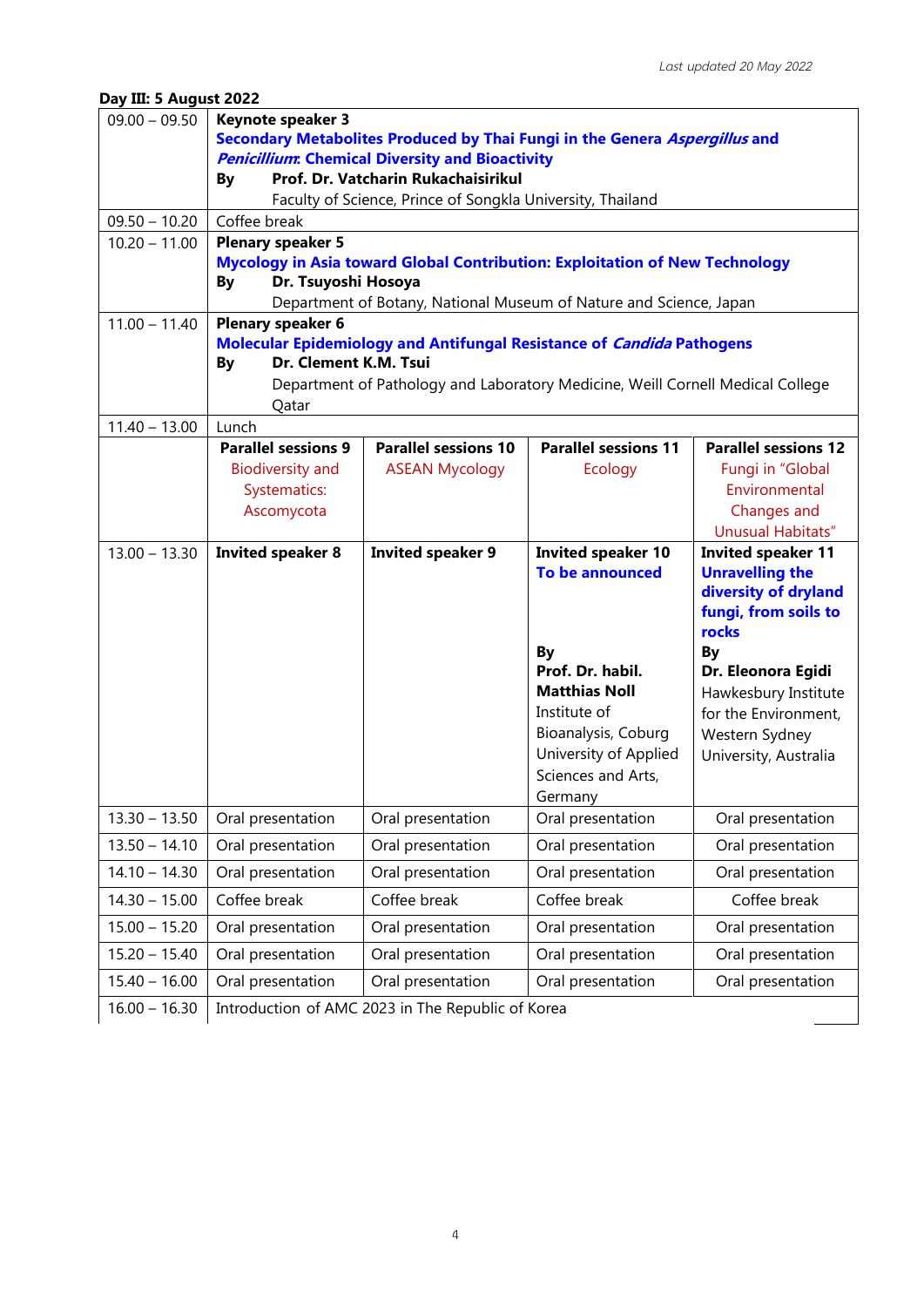*Last updated 20 May 2022*

**Day III: 5 August 2022**

| | | | | |
|---|---|---|---|---|
| 09.00 – 09.50 | **Keynote speaker 3**<br>**Secondary Metabolites Produced by Thai Fungi in the Genera *Aspergillus* and *Penicillium*: Chemical Diversity and Bioactivity**<br>**By Prof. Dr. Vatcharin Rukachaisirikul**<br>Faculty of Science, Prince of Songkla University, Thailand | | | |
| 09.50 – 10.20 | Coffee break | | | |
| 10.20 – 11.00 | **Plenary speaker 5**<br>**Mycology in Asia toward Global Contribution: Exploitation of New Technology**<br>**By Dr. Tsuyoshi Hosoya**<br>Department of Botany, National Museum of Nature and Science, Japan | | | |
| 11.00 – 11.40 | **Plenary speaker 6**<br>**Molecular Epidemiology and Antifungal Resistance of *Candida* Pathogens**<br>**By Dr. Clement K.M. Tsui**<br>Department of Pathology and Laboratory Medicine, Weill Cornell Medical College Qatar | | | |
| 11.40 – 13.00 | Lunch | | | |
| | **Parallel sessions 9**<br>Biodiversity and Systematics: Ascomycota | **Parallel sessions 10**<br>ASEAN Mycology | **Parallel sessions 11**<br>Ecology | **Parallel sessions 12**<br>Fungi in "Global Environmental Changes and Unusual Habitats" |
| 13.00 – 13.30 | **Invited speaker 8** | **Invited speaker 9** | **Invited speaker 10**<br>**To be announced**<br>**By**<br>**Prof. Dr. habil. Matthias Noll**<br>Institute of Bioanalysis, Coburg University of Applied Sciences and Arts, Germany | **Invited speaker 11**<br>**Unravelling the diversity of dryland fungi, from soils to rocks**<br>**By**<br>**Dr. Eleonora Egidi**<br>Hawkesbury Institute for the Environment, Western Sydney University, Australia |
| 13.30 – 13.50 | Oral presentation | Oral presentation | Oral presentation | Oral presentation |
| 13.50 – 14.10 | Oral presentation | Oral presentation | Oral presentation | Oral presentation |
| 14.10 – 14.30 | Oral presentation | Oral presentation | Oral presentation | Oral presentation |
| 14.30 – 15.00 | Coffee break | Coffee break | Coffee break | Coffee break |
| 15.00 – 15.20 | Oral presentation | Oral presentation | Oral presentation | Oral presentation |
| 15.20 – 15.40 | Oral presentation | Oral presentation | Oral presentation | Oral presentation |
| 15.40 – 16.00 | Oral presentation | Oral presentation | Oral presentation | Oral presentation |
| 16.00 – 16.30 | Introduction of AMC 2023 in The Republic of Korea | | | |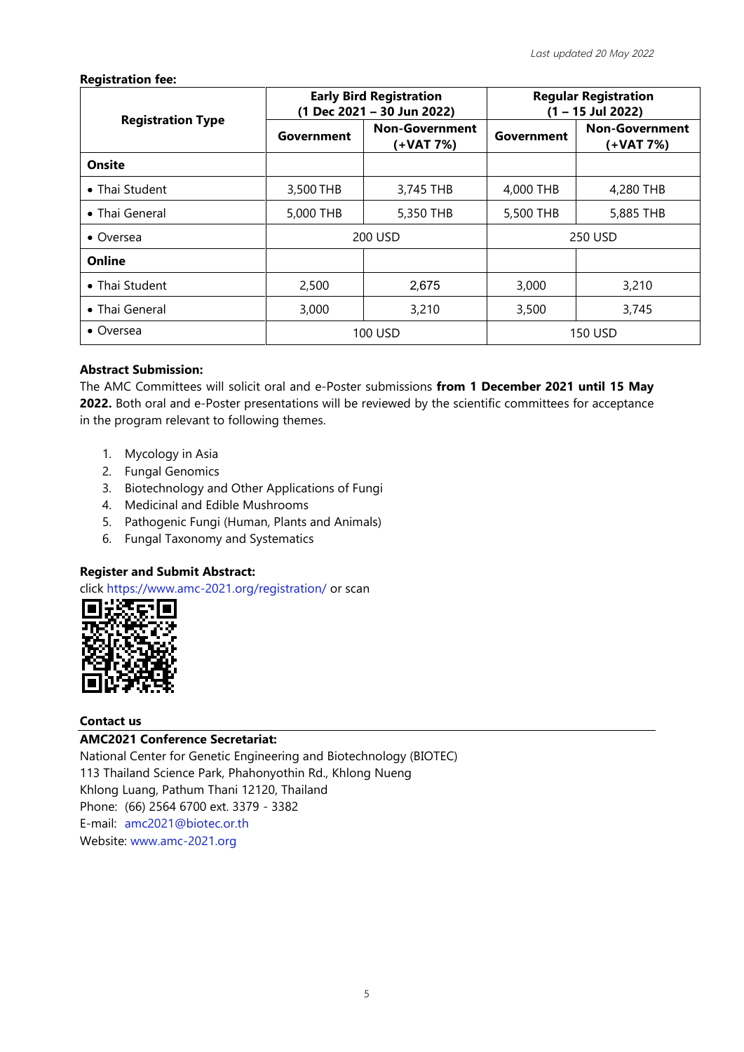*Last updated 20 May 2022*

**Registration fee:**

| Registration Type | Early Bird Registration (1 Dec 2021 – 30 Jun 2022) | | Regular Registration (1 – 15 Jul 2022) | |
|---|---|---|---|---|
| | Government | Non-Government (+VAT 7%) | Government | Non-Government (+VAT 7%) |
| **Onsite** | | | | |
| • Thai Student | 3,500 THB | 3,745 THB | 4,000 THB | 4,280 THB |
| • Thai General | 5,000 THB | 5,350 THB | 5,500 THB | 5,885 THB |
| • Oversea | 200 USD | | 250 USD | |
| **Online** | | | | |
| • Thai Student | 2,500 | 2,675 | 3,000 | 3,210 |
| • Thai General | 3,000 | 3,210 | 3,500 | 3,745 |
| • Oversea | 100 USD | | 150 USD | |

**Abstract Submission:**

The AMC Committees will solicit oral and e-Poster submissions **from 1 December 2021 until 15 May 2022.** Both oral and e-Poster presentations will be reviewed by the scientific committees for acceptance in the program relevant to following themes.

1. Mycology in Asia
2. Fungal Genomics
3. Biotechnology and Other Applications of Fungi
4. Medicinal and Edible Mushrooms
5. Pathogenic Fungi (Human, Plants and Animals)
6. Fungal Taxonomy and Systematics

**Register and Submit Abstract:**

click https://www.amc-2021.org/registration/ or scan

**Contact us**

**AMC2021 Conference Secretariat:**

National Center for Genetic Engineering and Biotechnology (BIOTEC)
113 Thailand Science Park, Phahonyothin Rd., Khlong Nueng
Khlong Luang, Pathum Thani 12120, Thailand
Phone: (66) 2564 6700 ext. 3379 - 3382
E-mail: amc2021@biotec.or.th
Website: www.amc-2021.org